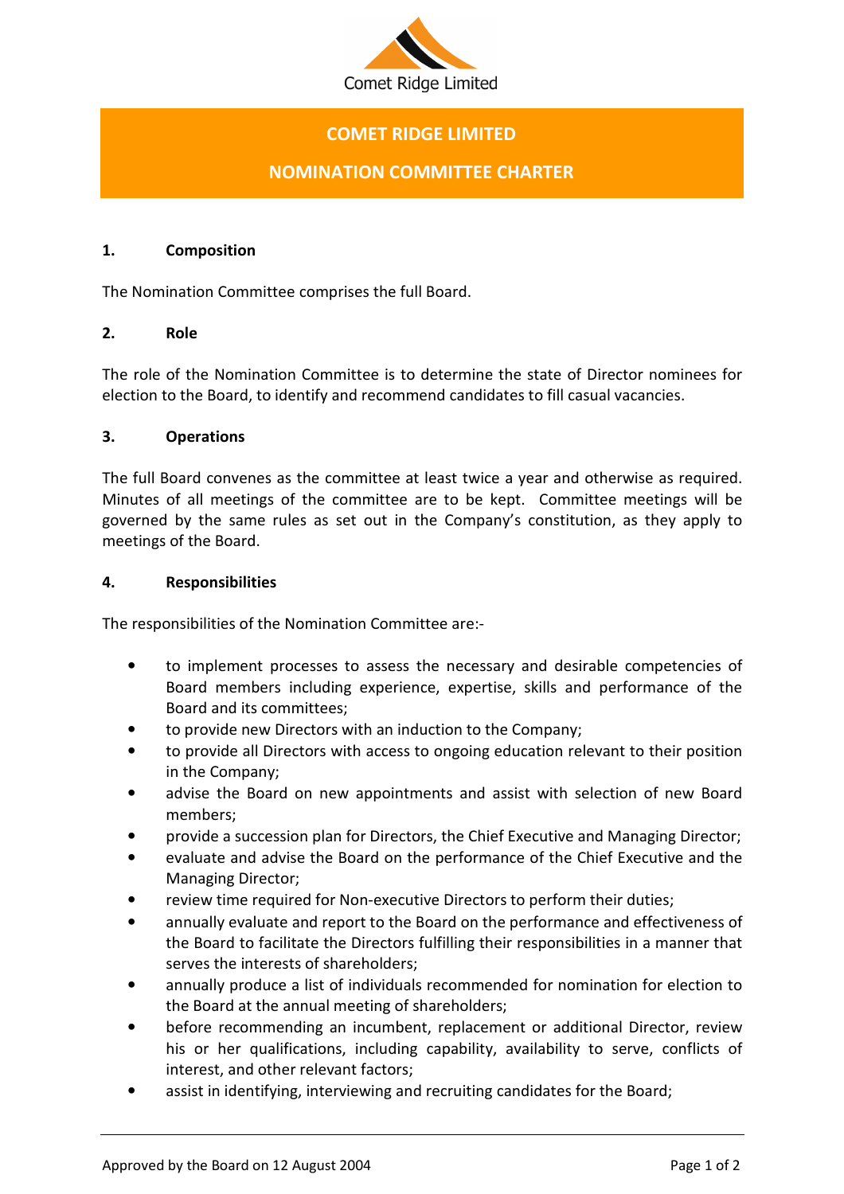Comet Ridge Limited

# COMET RIDGE LIMITED

# NOMINATION COMMITTEE CHARTER

## 1. Composition

The Nomination Committee comprises the full Board.

## 2. Role

The role of the Nomination Committee is to determine the state of Director nominees for election to the Board, to identify and recommend candidates to fill casual vacancies.

## 3. Operations

The full Board convenes as the committee at least twice a year and otherwise as required. Minutes of all meetings of the committee are to be kept. Committee meetings will be governed by the same rules as set out in the Company's constitution, as they apply to meetings of the Board.

## 4. Responsibilities

The responsibilities of the Nomination Committee are:-

- to implement processes to assess the necessary and desirable competencies of Board members including experience, expertise, skills and performance of the Board and its committees;
- to provide new Directors with an induction to the Company;
- to provide all Directors with access to ongoing education relevant to their position in the Company;
- advise the Board on new appointments and assist with selection of new Board members;
- provide a succession plan for Directors, the Chief Executive and Managing Director;
- evaluate and advise the Board on the performance of the Chief Executive and the Managing Director;
- review time required for Non-executive Directors to perform their duties;
- annually evaluate and report to the Board on the performance and effectiveness of the Board to facilitate the Directors fulfilling their responsibilities in a manner that serves the interests of shareholders;
- annually produce a list of individuals recommended for nomination for election to the Board at the annual meeting of shareholders;
- before recommending an incumbent, replacement or additional Director, review his or her qualifications, including capability, availability to serve, conflicts of interest, and other relevant factors;
- assist in identifying, interviewing and recruiting candidates for the Board;

Approved by the Board on 12 August 2004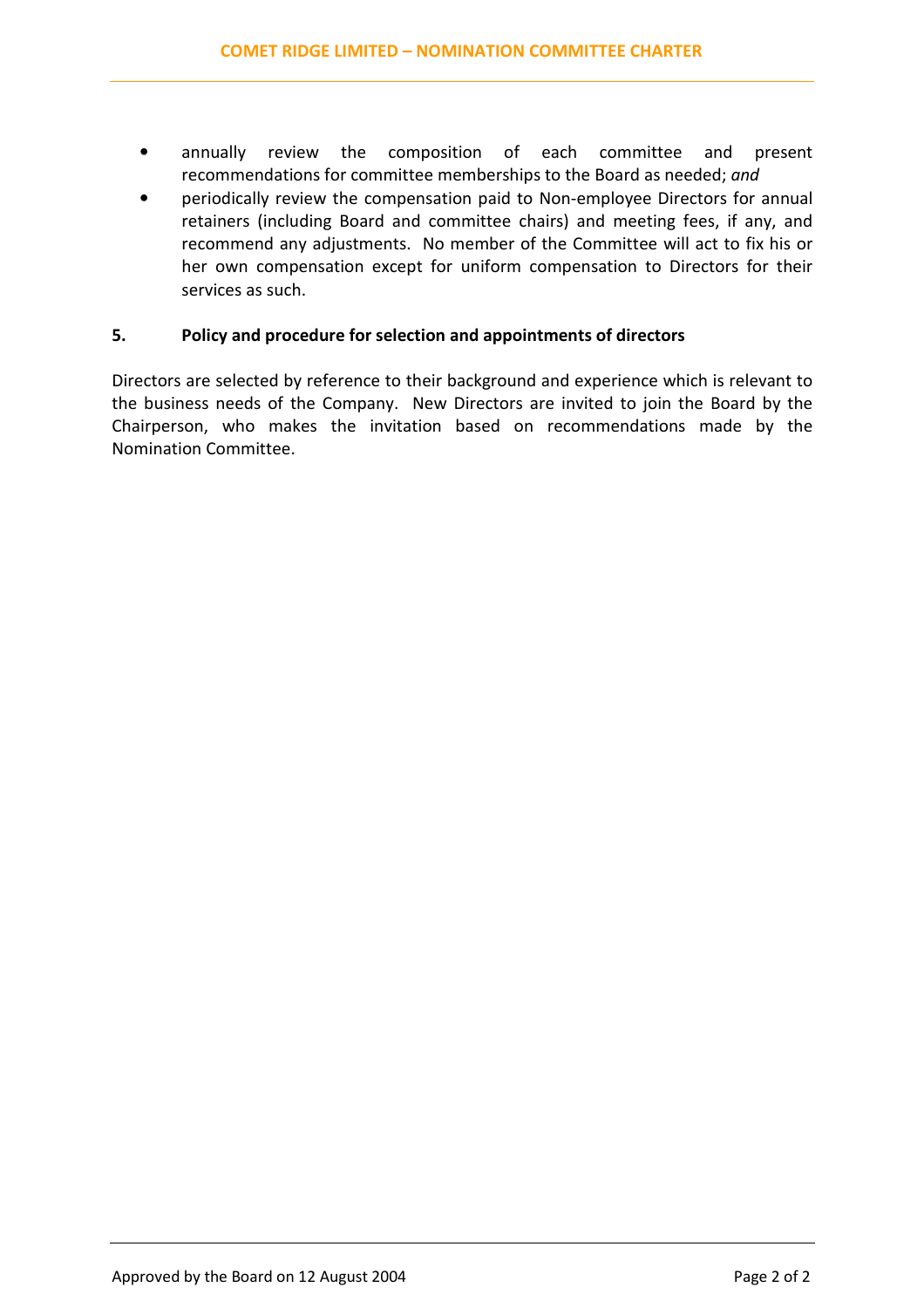- annually review the composition of each committee and present recommendations for committee memberships to the Board as needed; *and*
- periodically review the compensation paid to Non-employee Directors for annual retainers (including Board and committee chairs) and meeting fees, if any, and recommend any adjustments. No member of the Committee will act to fix his or her own compensation except for uniform compensation to Directors for their services as such.

## 5. Policy and procedure for selection and appointments of directors

Directors are selected by reference to their background and experience which is relevant to the business needs of the Company. New Directors are invited to join the Board by the Chairperson, who makes the invitation based on recommendations made by the Nomination Committee.

Approved by the Board on 12 August 2004